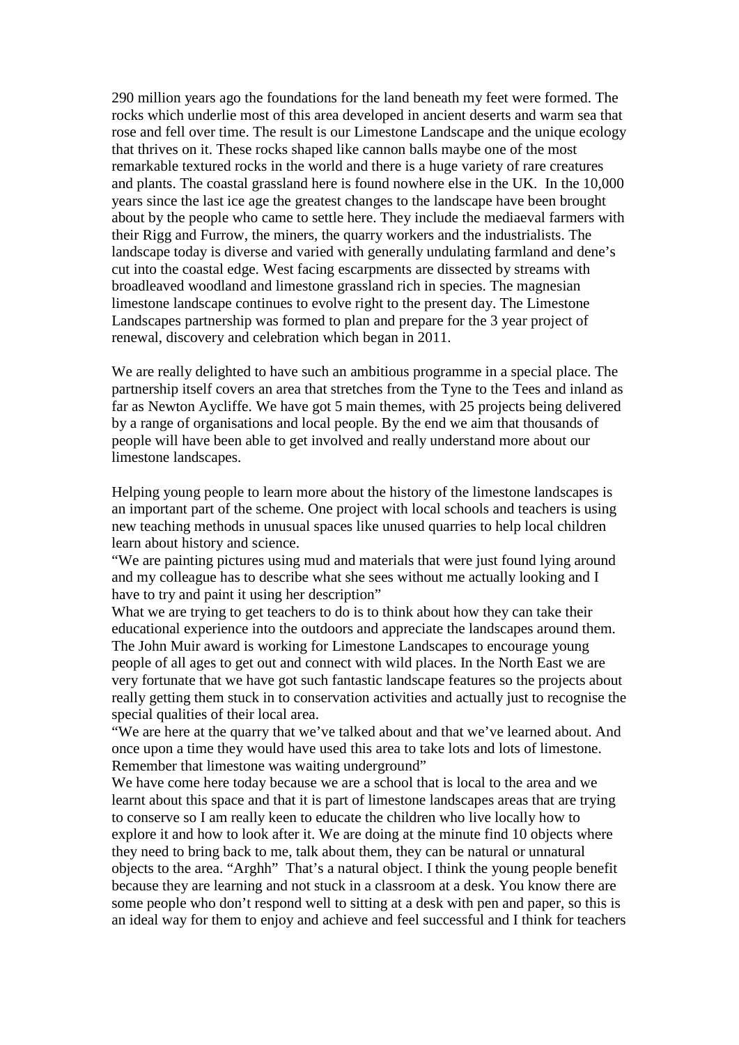290 million years ago the foundations for the land beneath my feet were formed. The rocks which underlie most of this area developed in ancient deserts and warm sea that rose and fell over time. The result is our Limestone Landscape and the unique ecology that thrives on it. These rocks shaped like cannon balls maybe one of the most remarkable textured rocks in the world and there is a huge variety of rare creatures and plants. The coastal grassland here is found nowhere else in the UK. In the 10,000 years since the last ice age the greatest changes to the landscape have been brought about by the people who came to settle here. They include the mediaeval farmers with their Rigg and Furrow, the miners, the quarry workers and the industrialists. The landscape today is diverse and varied with generally undulating farmland and dene's cut into the coastal edge. West facing escarpments are dissected by streams with broadleaved woodland and limestone grassland rich in species. The magnesian limestone landscape continues to evolve right to the present day. The Limestone Landscapes partnership was formed to plan and prepare for the 3 year project of renewal, discovery and celebration which began in 2011.

We are really delighted to have such an ambitious programme in a special place. The partnership itself covers an area that stretches from the Tyne to the Tees and inland as far as Newton Aycliffe. We have got 5 main themes, with 25 projects being delivered by a range of organisations and local people. By the end we aim that thousands of people will have been able to get involved and really understand more about our limestone landscapes.

Helping young people to learn more about the history of the limestone landscapes is an important part of the scheme. One project with local schools and teachers is using new teaching methods in unusual spaces like unused quarries to help local children learn about history and science.
"We are painting pictures using mud and materials that were just found lying around and my colleague has to describe what she sees without me actually looking and I have to try and paint it using her description"
What we are trying to get teachers to do is to think about how they can take their educational experience into the outdoors and appreciate the landscapes around them. The John Muir award is working for Limestone Landscapes to encourage young people of all ages to get out and connect with wild places. In the North East we are very fortunate that we have got such fantastic landscape features so the projects about really getting them stuck in to conservation activities and actually just to recognise the special qualities of their local area.
"We are here at the quarry that we've talked about and that we've learned about. And once upon a time they would have used this area to take lots and lots of limestone. Remember that limestone was waiting underground"
We have come here today because we are a school that is local to the area and we learnt about this space and that it is part of limestone landscapes areas that are trying to conserve so I am really keen to educate the children who live locally how to explore it and how to look after it. We are doing at the minute find 10 objects where they need to bring back to me, talk about them, they can be natural or unnatural objects to the area. "Arghh" That's a natural object. I think the young people benefit because they are learning and not stuck in a classroom at a desk. You know there are some people who don't respond well to sitting at a desk with pen and paper, so this is an ideal way for them to enjoy and achieve and feel successful and I think for teachers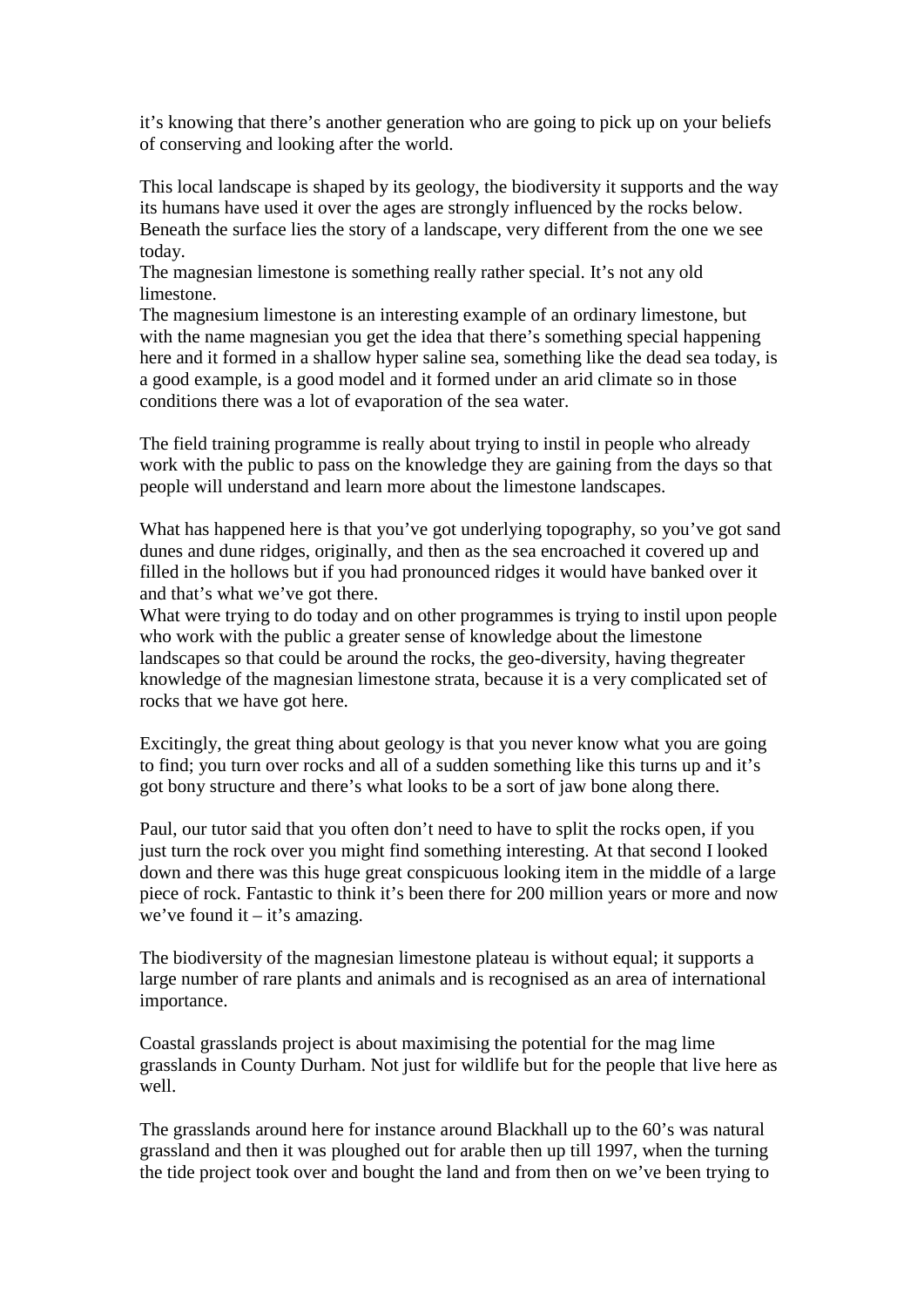it's knowing that there's another generation who are going to pick up on your beliefs of conserving and looking after the world.

This local landscape is shaped by its geology, the biodiversity it supports and the way its humans have used it over the ages are strongly influenced by the rocks below. Beneath the surface lies the story of a landscape, very different from the one we see today.
The magnesian limestone is something really rather special. It's not any old limestone.
The magnesium limestone is an interesting example of an ordinary limestone, but with the name magnesian you get the idea that there's something special happening here and it formed in a shallow hyper saline sea, something like the dead sea today, is a good example, is a good model and it formed under an arid climate so in those conditions there was a lot of evaporation of the sea water.

The field training programme is really about trying to instil in people who already work with the public to pass on the knowledge they are gaining from the days so that people will understand and learn more about the limestone landscapes.

What has happened here is that you've got underlying topography, so you've got sand dunes and dune ridges, originally, and then as the sea encroached it covered up and filled in the hollows but if you had pronounced ridges it would have banked over it and that's what we've got there.
What were trying to do today and on other programmes is trying to instil upon people who work with the public a greater sense of knowledge about the limestone landscapes so that could be around the rocks, the geo-diversity, having thegreater knowledge of the magnesian limestone strata, because it is a very complicated set of rocks that we have got here.

Excitingly, the great thing about geology is that you never know what you are going to find; you turn over rocks and all of a sudden something like this turns up and it's got bony structure and there's what looks to be a sort of jaw bone along there.

Paul, our tutor said that you often don't need to have to split the rocks open, if you just turn the rock over you might find something interesting. At that second I looked down and there was this huge great conspicuous looking item in the middle of a large piece of rock. Fantastic to think it's been there for 200 million years or more and now we've found it – it's amazing.

The biodiversity of the magnesian limestone plateau is without equal; it supports a large number of rare plants and animals and is recognised as an area of international importance.

Coastal grasslands project is about maximising the potential for the mag lime grasslands in County Durham. Not just for wildlife but for the people that live here as well.

The grasslands around here for instance around Blackhall up to the 60's was natural grassland and then it was ploughed out for arable then up till 1997, when the turning the tide project took over and bought the land and from then on we've been trying to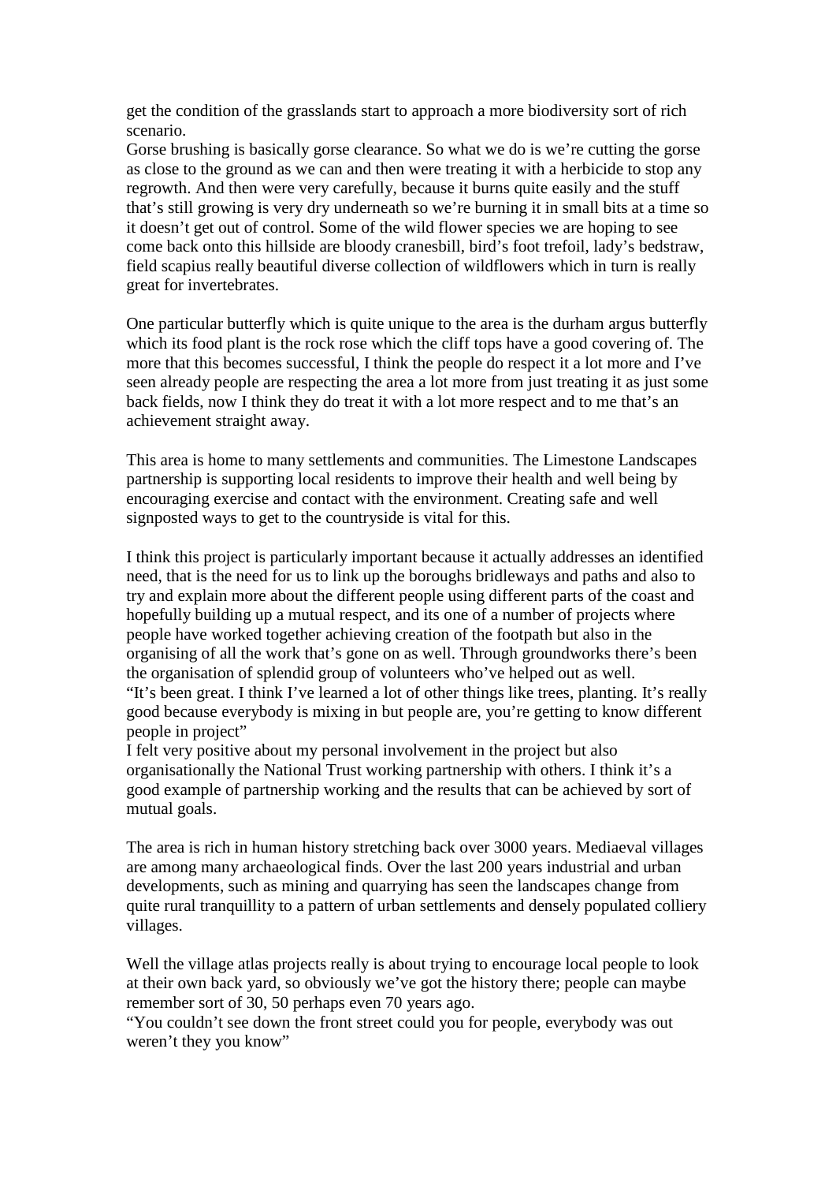get the condition of the grasslands start to approach a more biodiversity sort of rich scenario.
Gorse brushing is basically gorse clearance. So what we do is we're cutting the gorse as close to the ground as we can and then were treating it with a herbicide to stop any regrowth. And then were very carefully, because it burns quite easily and the stuff that's still growing is very dry underneath so we're burning it in small bits at a time so it doesn't get out of control. Some of the wild flower species we are hoping to see come back onto this hillside are bloody cranesbill, bird's foot trefoil, lady's bedstraw, field scapius really beautiful diverse collection of wildflowers which in turn is really great for invertebrates.

One particular butterfly which is quite unique to the area is the durham argus butterfly which its food plant is the rock rose which the cliff tops have a good covering of. The more that this becomes successful, I think the people do respect it a lot more and I've seen already people are respecting the area a lot more from just treating it as just some back fields, now I think they do treat it with a lot more respect and to me that's an achievement straight away.

This area is home to many settlements and communities. The Limestone Landscapes partnership is supporting local residents to improve their health and well being by encouraging exercise and contact with the environment. Creating safe and well signposted ways to get to the countryside is vital for this.

I think this project is particularly important because it actually addresses an identified need, that is the need for us to link up the boroughs bridleways and paths and also to try and explain more about the different people using different parts of the coast and hopefully building up a mutual respect, and its one of a number of projects where people have worked together achieving creation of the footpath but also in the organising of all the work that's gone on as well. Through groundworks there's been the organisation of splendid group of volunteers who've helped out as well.
"It's been great. I think I've learned a lot of other things like trees, planting. It's really good because everybody is mixing in but people are, you're getting to know different people in project"
I felt very positive about my personal involvement in the project but also organisationally the National Trust working partnership with others. I think it's a good example of partnership working and the results that can be achieved by sort of mutual goals.

The area is rich in human history stretching back over 3000 years. Mediaeval villages are among many archaeological finds. Over the last 200 years industrial and urban developments, such as mining and quarrying has seen the landscapes change from quite rural tranquillity to a pattern of urban settlements and densely populated colliery villages.

Well the village atlas projects really is about trying to encourage local people to look at their own back yard, so obviously we've got the history there; people can maybe remember sort of 30, 50 perhaps even 70 years ago.
"You couldn't see down the front street could you for people, everybody was out weren't they you know"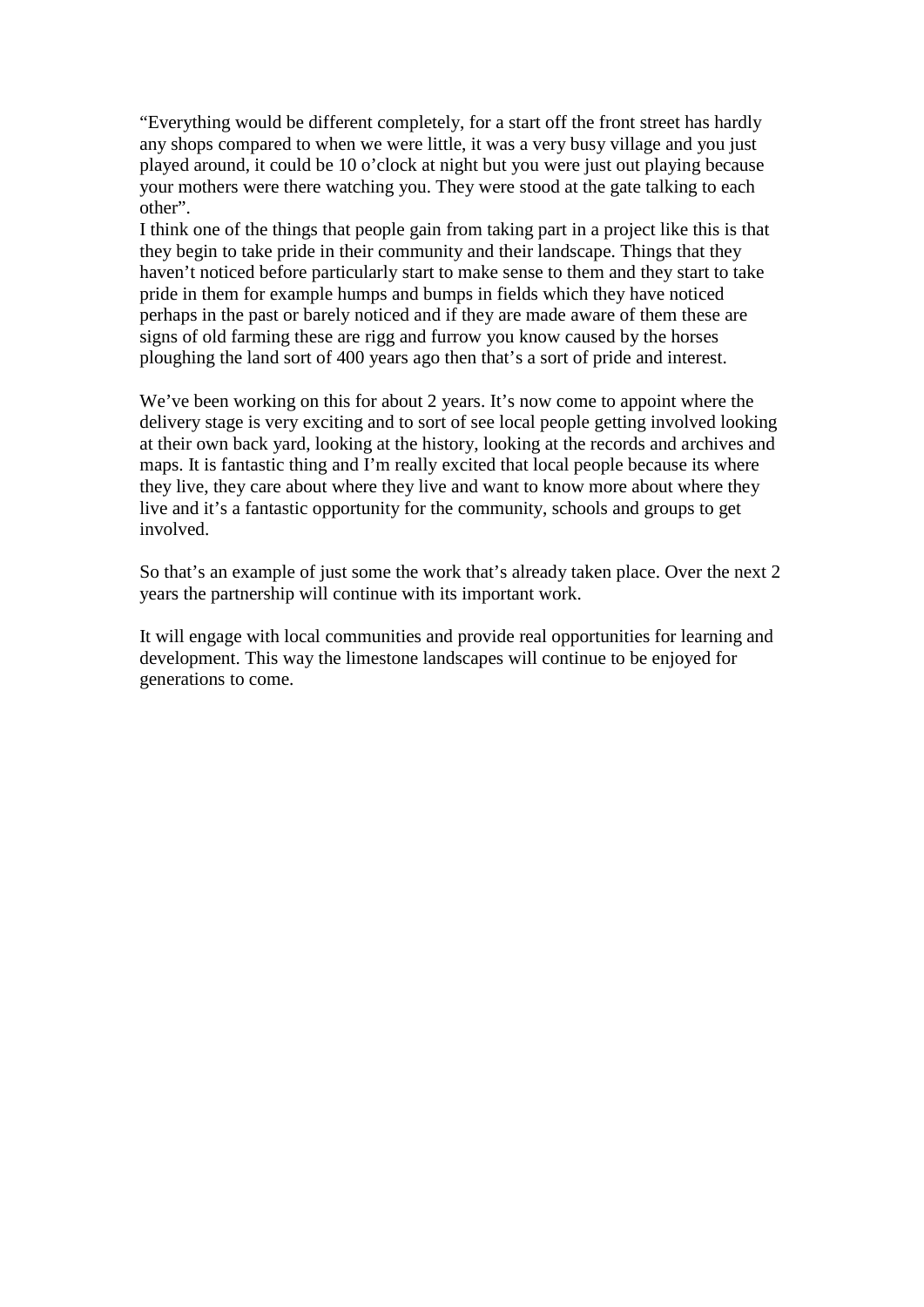"Everything would be different completely, for a start off the front street has hardly any shops compared to when we were little, it was a very busy village and you just played around, it could be 10 o'clock at night but you were just out playing because your mothers were there watching you. They were stood at the gate talking to each other".

I think one of the things that people gain from taking part in a project like this is that they begin to take pride in their community and their landscape. Things that they haven't noticed before particularly start to make sense to them and they start to take pride in them for example humps and bumps in fields which they have noticed perhaps in the past or barely noticed and if they are made aware of them these are signs of old farming these are rigg and furrow you know caused by the horses ploughing the land sort of 400 years ago then that's a sort of pride and interest.

We've been working on this for about 2 years. It's now come to appoint where the delivery stage is very exciting and to sort of see local people getting involved looking at their own back yard, looking at the history, looking at the records and archives and maps. It is fantastic thing and I'm really excited that local people because its where they live, they care about where they live and want to know more about where they live and it's a fantastic opportunity for the community, schools and groups to get involved.

So that's an example of just some the work that's already taken place. Over the next 2 years the partnership will continue with its important work.

It will engage with local communities and provide real opportunities for learning and development. This way the limestone landscapes will continue to be enjoyed for generations to come.